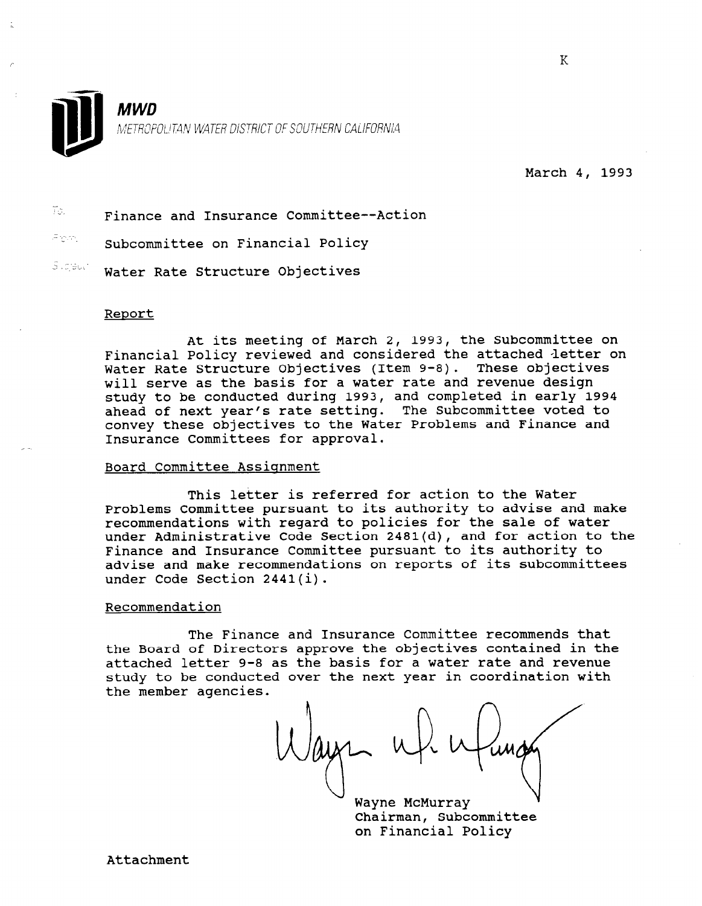K

**MWD**

METROPOLITAN WATER DISTRICT OF SOUTHERN CALIFORNIA

March 4, 1993

To: Finance and Insurance Committee--Action

From: Subcommittee on Financial Policy

Subject: Water Rate Structure Objectives

## Report

At its meeting of March 2, 1993, the Subcommittee on Financial Policy reviewed and considered the attached letter on Water Rate Structure Objectives (Item 9-8). These objectives will serve as the basis for a water rate and revenue design study to be conducted during 1993, and completed in early 1994 ahead of next year's rate setting. The Subcommittee voted to convey these objectives to the Water Problems and Finance and Insurance Committees for approval.

## Board Committee Assignment

This letter is referred for action to the Water Problems Committee pursuant to its authority to advise and make recommendations with regard to policies for the sale of water under Administrative Code Section 2481(d), and for action to the Finance and Insurance Committee pursuant to its authority to advise and make recommendations on reports of its subcommittees under Code Section 2441(i).

## Recommendation

The Finance and Insurance Committee recommends that the Board of Directors approve the objectives contained in the attached letter 9-8 as the basis for a water rate and revenue study to be conducted over the next year in coordination with the member agencies.

Wayne McMurray
Chairman, Subcommittee
on Financial Policy

Attachment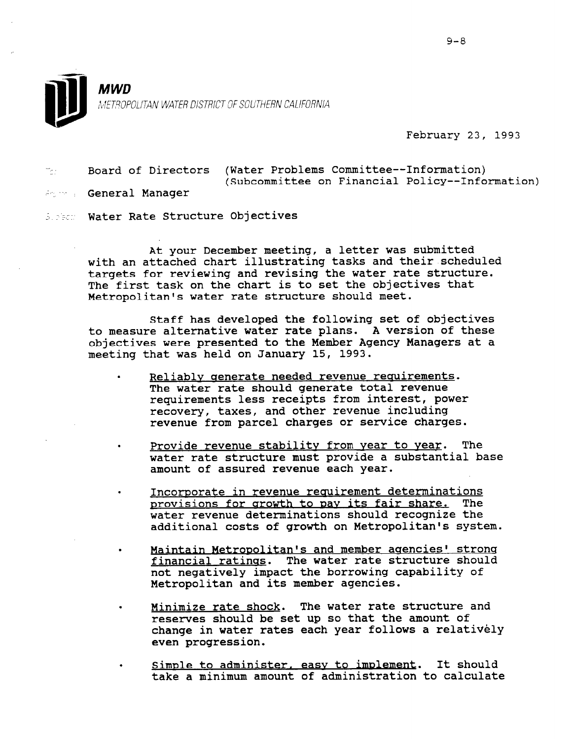**MWD**
METROPOLITAN WATER DISTRICT OF SOUTHERN CALIFORNIA

February 23, 1993

To: Board of Directors (Water Problems Committee--Information)
(Subcommittee on Financial Policy--Information)

From: General Manager

Subject: Water Rate Structure Objectives

At your December meeting, a letter was submitted with an attached chart illustrating tasks and their scheduled targets for reviewing and revising the water rate structure. The first task on the chart is to set the objectives that Metropolitan's water rate structure should meet.

Staff has developed the following set of objectives to measure alternative water rate plans. A version of these objectives were presented to the Member Agency Managers at a meeting that was held on January 15, 1993.

- Reliably generate needed revenue requirements. The water rate should generate total revenue requirements less receipts from interest, power recovery, taxes, and other revenue including revenue from parcel charges or service charges.

- Provide revenue stability from year to year. The water rate structure must provide a substantial base amount of assured revenue each year.

- Incorporate in revenue requirement determinations provisions for growth to pay its fair share. The water revenue determinations should recognize the additional costs of growth on Metropolitan's system.

- Maintain Metropolitan's and member agencies' strong financial ratings. The water rate structure should not negatively impact the borrowing capability of Metropolitan and its member agencies.

- Minimize rate shock. The water rate structure and reserves should be set up so that the amount of change in water rates each year follows a relatively even progression.

- Simple to administer, easy to implement. It should take a minimum amount of administration to calculate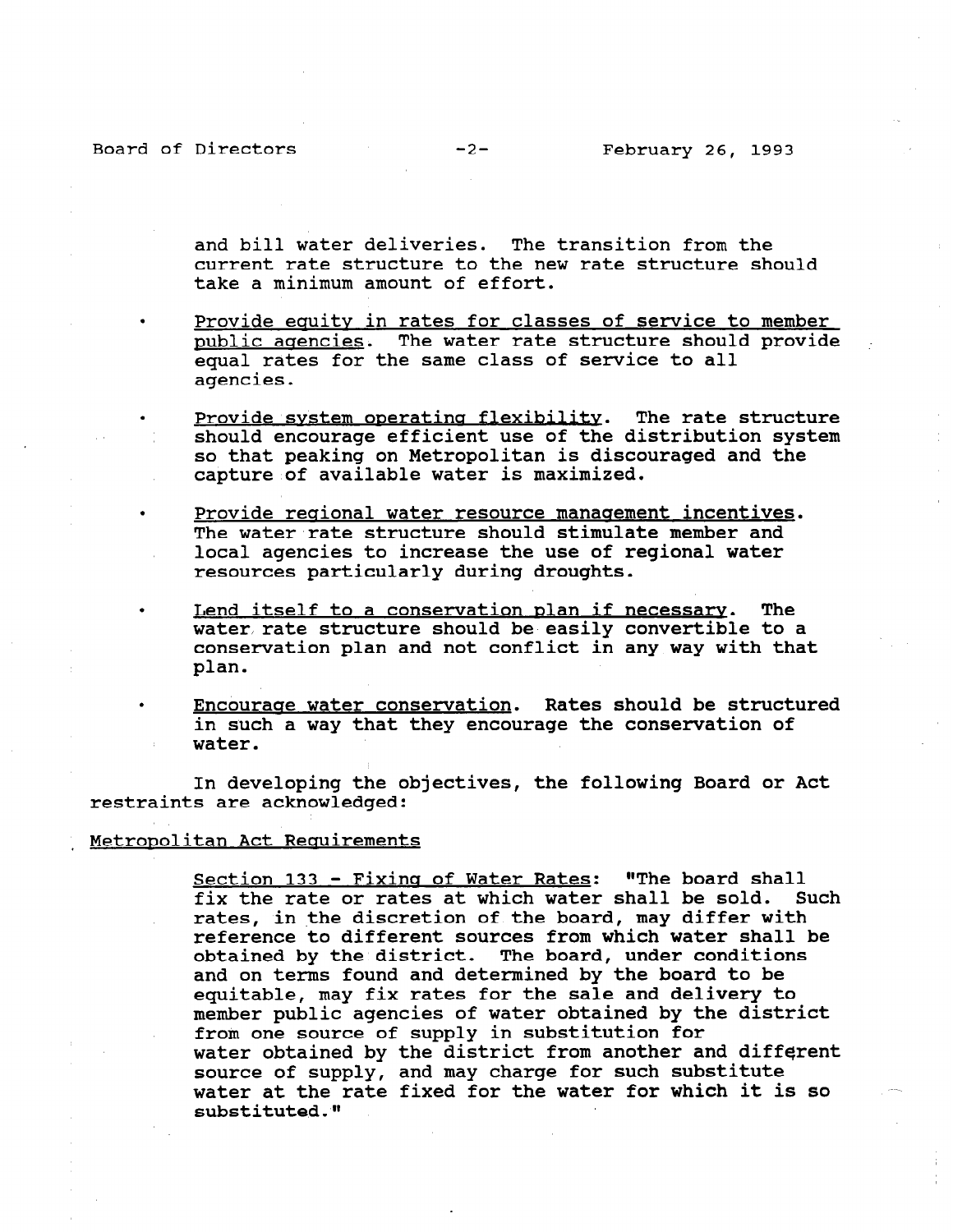and bill water deliveries. The transition from the current rate structure to the new rate structure should take a minimum amount of effort.

- Provide equity in rates for classes of service to member public agencies. The water rate structure should provide equal rates for the same class of service to all agencies.
- Provide system operating flexibility. The rate structure should encourage efficient use of the distribution system so that peaking on Metropolitan is discouraged and the capture of available water is maximized.
- Provide regional water resource management incentives. The water rate structure should stimulate member and local agencies to increase the use of regional water resources particularly during droughts.
- Lend itself to a conservation plan if necessary. The water rate structure should be easily convertible to a conservation plan and not conflict in any way with that plan.
- Encourage water conservation. Rates should be structured in such a way that they encourage the conservation of water.

In developing the objectives, the following Board or Act restraints are acknowledged:

Metropolitan Act Requirements

Section 133 - Fixing of Water Rates: "The board shall fix the rate or rates at which water shall be sold. Such rates, in the discretion of the board, may differ with reference to different sources from which water shall be obtained by the district. The board, under conditions and on terms found and determined by the board to be equitable, may fix rates for the sale and delivery to member public agencies of water obtained by the district from one source of supply in substitution for water obtained by the district from another and different source of supply, and may charge for such substitute water at the rate fixed for the water for which it is so substituted."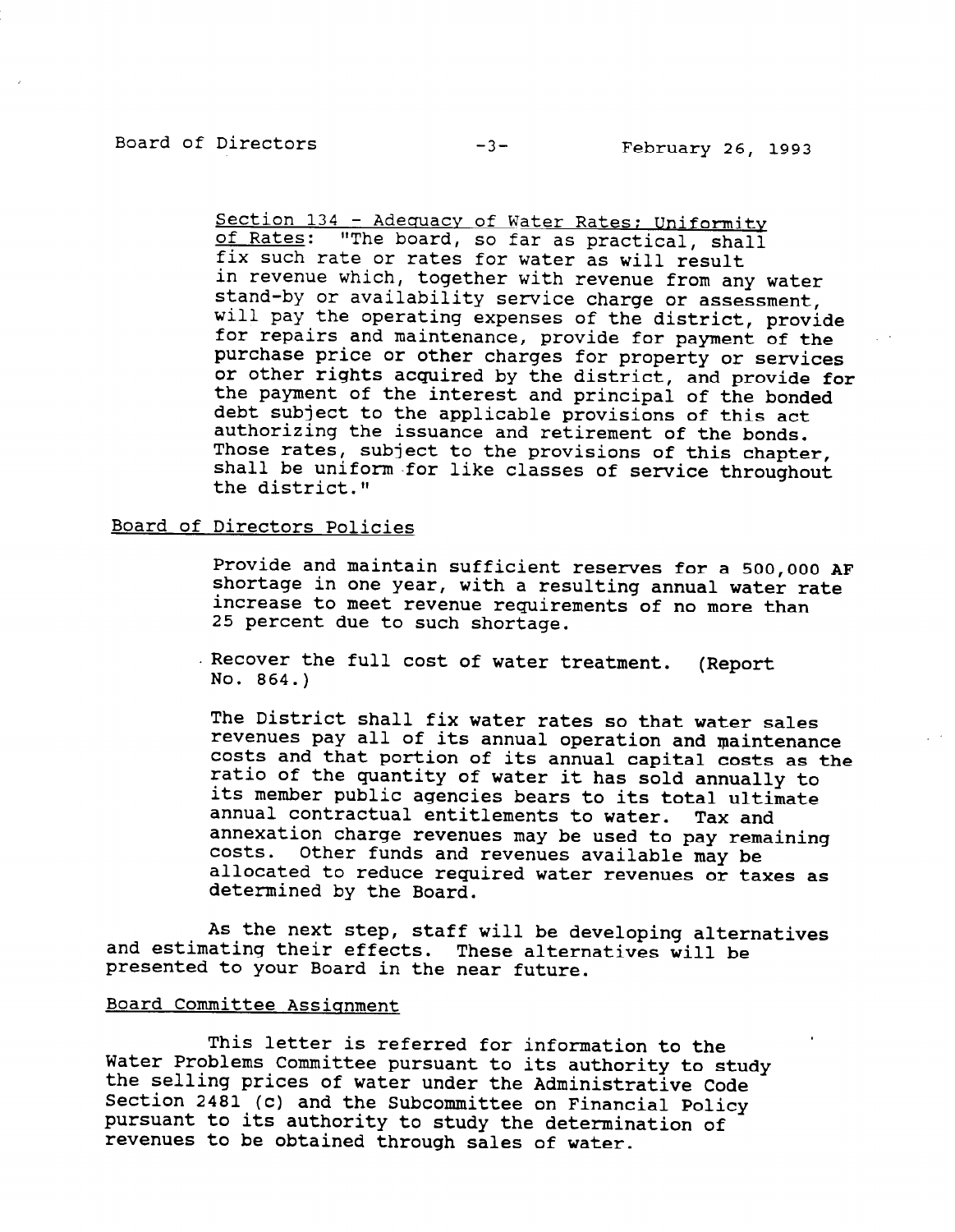Section 134 - Adequacy of Water Rates; Uniformity of Rates: "The board, so far as practical, shall fix such rate or rates for water as will result in revenue which, together with revenue from any water stand-by or availability service charge or assessment, will pay the operating expenses of the district, provide for repairs and maintenance, provide for payment of the purchase price or other charges for property or services or other rights acquired by the district, and provide for the payment of the interest and principal of the bonded debt subject to the applicable provisions of this act authorizing the issuance and retirement of the bonds. Those rates, subject to the provisions of this chapter, shall be uniform for like classes of service throughout the district."

## Board of Directors Policies

Provide and maintain sufficient reserves for a 500,000 AF shortage in one year, with a resulting annual water rate increase to meet revenue requirements of no more than 25 percent due to such shortage.

Recover the full cost of water treatment. (Report No. 864.)

The District shall fix water rates so that water sales revenues pay all of its annual operation and maintenance costs and that portion of its annual capital costs as the ratio of the quantity of water it has sold annually to its member public agencies bears to its total ultimate annual contractual entitlements to water. Tax and annexation charge revenues may be used to pay remaining costs. Other funds and revenues available may be allocated to reduce required water revenues or taxes as determined by the Board.

As the next step, staff will be developing alternatives and estimating their effects. These alternatives will be presented to your Board in the near future.

## Board Committee Assignment

This letter is referred for information to the Water Problems Committee pursuant to its authority to study the selling prices of water under the Administrative Code Section 2481 (c) and the Subcommittee on Financial Policy pursuant to its authority to study the determination of revenues to be obtained through sales of water.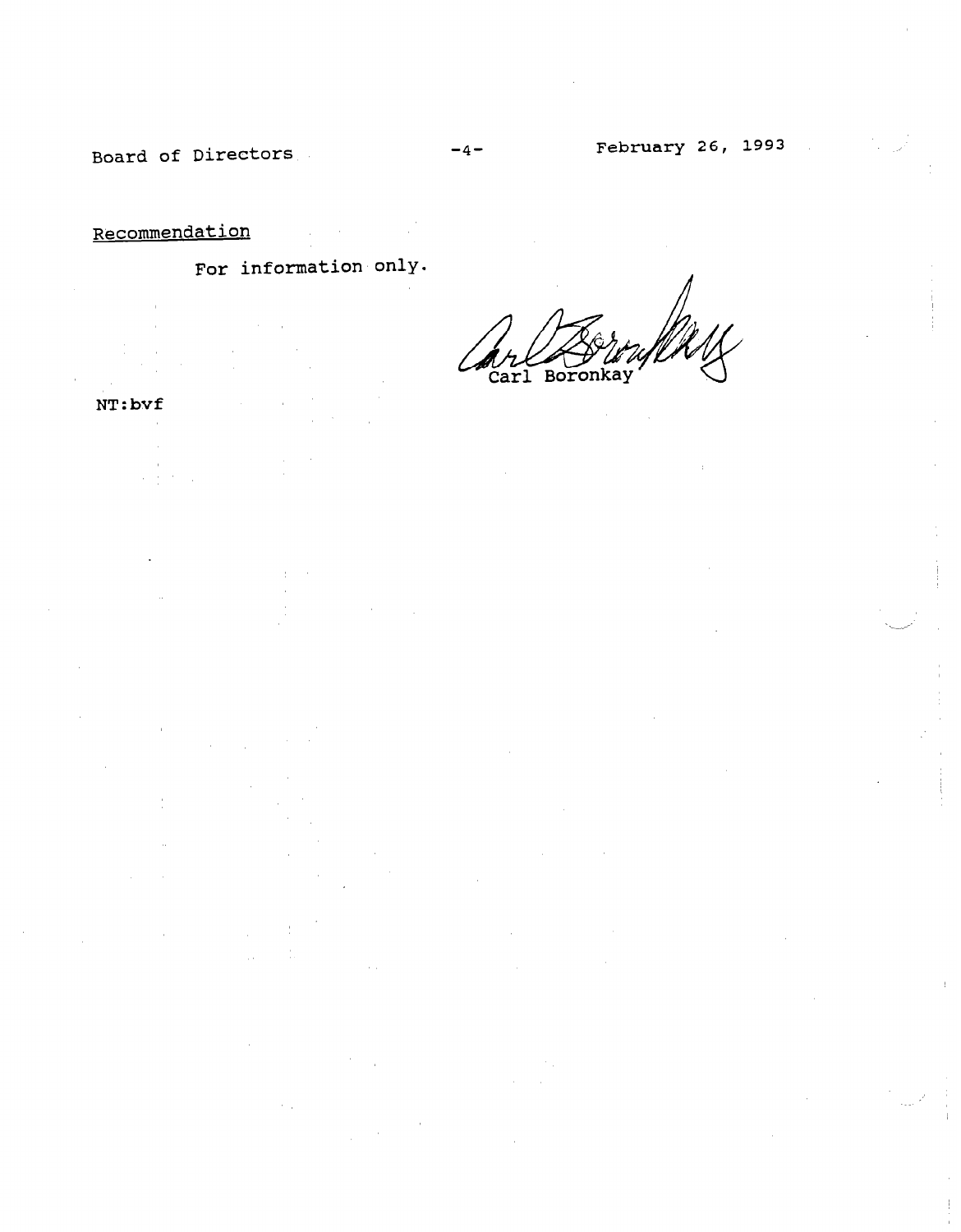Recommendation

For information only.

Carl Boronkay

NT:bvf